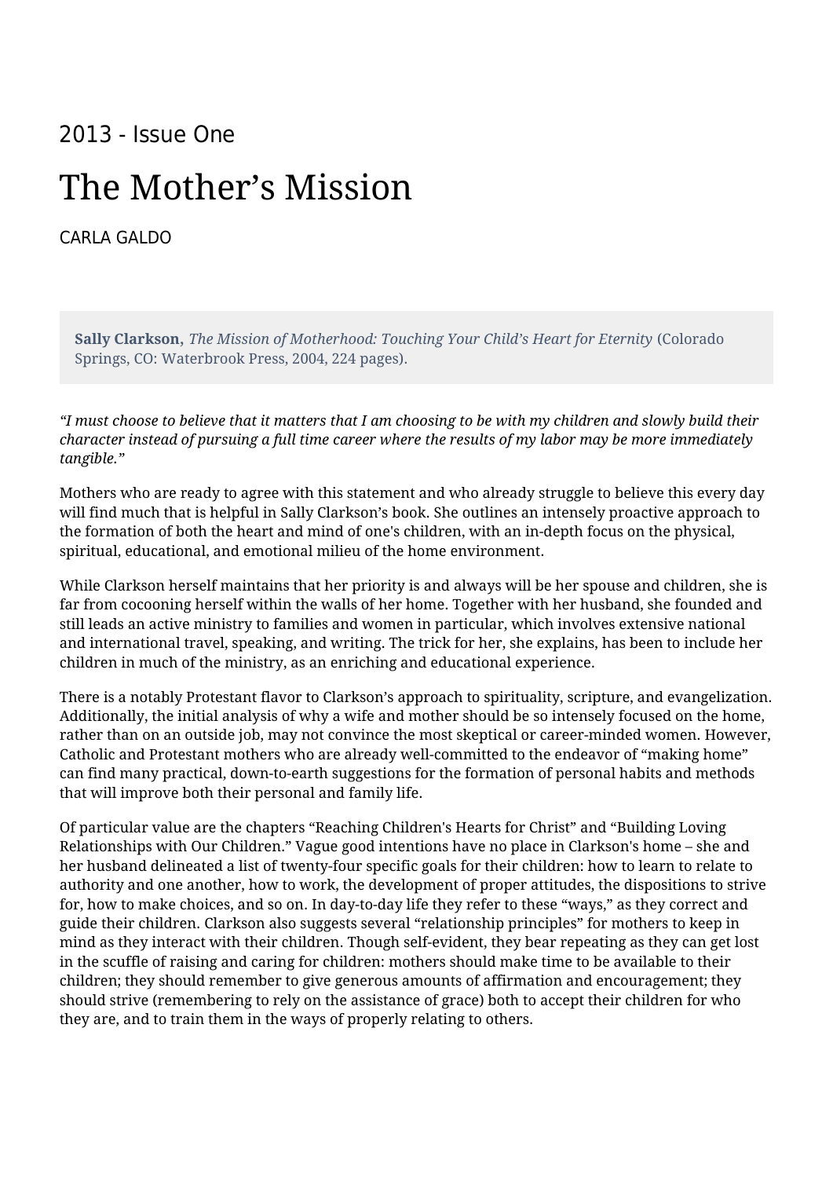2013 - Issue One

# The Mother’s Mission

CARLA GALDO

**Sally Clarkson,** *The Mission of Motherhood: Touching Your Child’s Heart for Eternity* (Colorado Springs, CO: Waterbrook Press, 2004, 224 pages).

*“I must choose to believe that it matters that I am choosing to be with my children and slowly build their character instead of pursuing a full time career where the results of my labor may be more immediately tangible.”*

Mothers who are ready to agree with this statement and who already struggle to believe this every day will find much that is helpful in Sally Clarkson’s book. She outlines an intensely proactive approach to the formation of both the heart and mind of one's children, with an in-depth focus on the physical, spiritual, educational, and emotional milieu of the home environment.

While Clarkson herself maintains that her priority is and always will be her spouse and children, she is far from cocooning herself within the walls of her home. Together with her husband, she founded and still leads an active ministry to families and women in particular, which involves extensive national and international travel, speaking, and writing. The trick for her, she explains, has been to include her children in much of the ministry, as an enriching and educational experience.

There is a notably Protestant flavor to Clarkson’s approach to spirituality, scripture, and evangelization. Additionally, the initial analysis of why a wife and mother should be so intensely focused on the home, rather than on an outside job, may not convince the most skeptical or career-minded women. However, Catholic and Protestant mothers who are already well-committed to the endeavor of “making home” can find many practical, down-to-earth suggestions for the formation of personal habits and methods that will improve both their personal and family life.

Of particular value are the chapters “Reaching Children's Hearts for Christ” and “Building Loving Relationships with Our Children.” Vague good intentions have no place in Clarkson's home – she and her husband delineated a list of twenty-four specific goals for their children: how to learn to relate to authority and one another, how to work, the development of proper attitudes, the dispositions to strive for, how to make choices, and so on. In day-to-day life they refer to these “ways,” as they correct and guide their children. Clarkson also suggests several “relationship principles” for mothers to keep in mind as they interact with their children. Though self-evident, they bear repeating as they can get lost in the scuffle of raising and caring for children: mothers should make time to be available to their children; they should remember to give generous amounts of affirmation and encouragement; they should strive (remembering to rely on the assistance of grace) both to accept their children for who they are, and to train them in the ways of properly relating to others.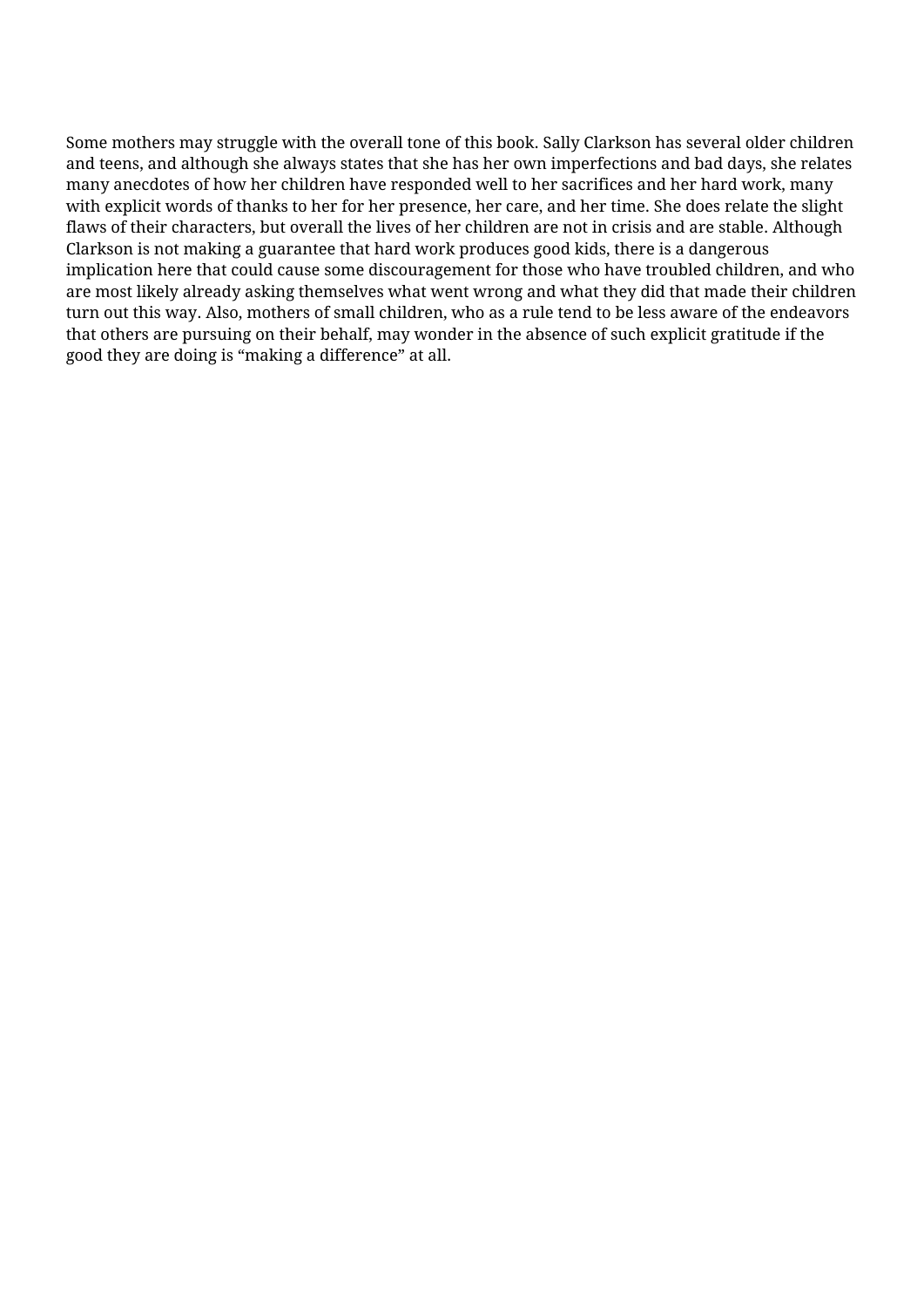Some mothers may struggle with the overall tone of this book. Sally Clarkson has several older children and teens, and although she always states that she has her own imperfections and bad days, she relates many anecdotes of how her children have responded well to her sacrifices and her hard work, many with explicit words of thanks to her for her presence, her care, and her time. She does relate the slight flaws of their characters, but overall the lives of her children are not in crisis and are stable. Although Clarkson is not making a guarantee that hard work produces good kids, there is a dangerous implication here that could cause some discouragement for those who have troubled children, and who are most likely already asking themselves what went wrong and what they did that made their children turn out this way. Also, mothers of small children, who as a rule tend to be less aware of the endeavors that others are pursuing on their behalf, may wonder in the absence of such explicit gratitude if the good they are doing is “making a difference” at all.